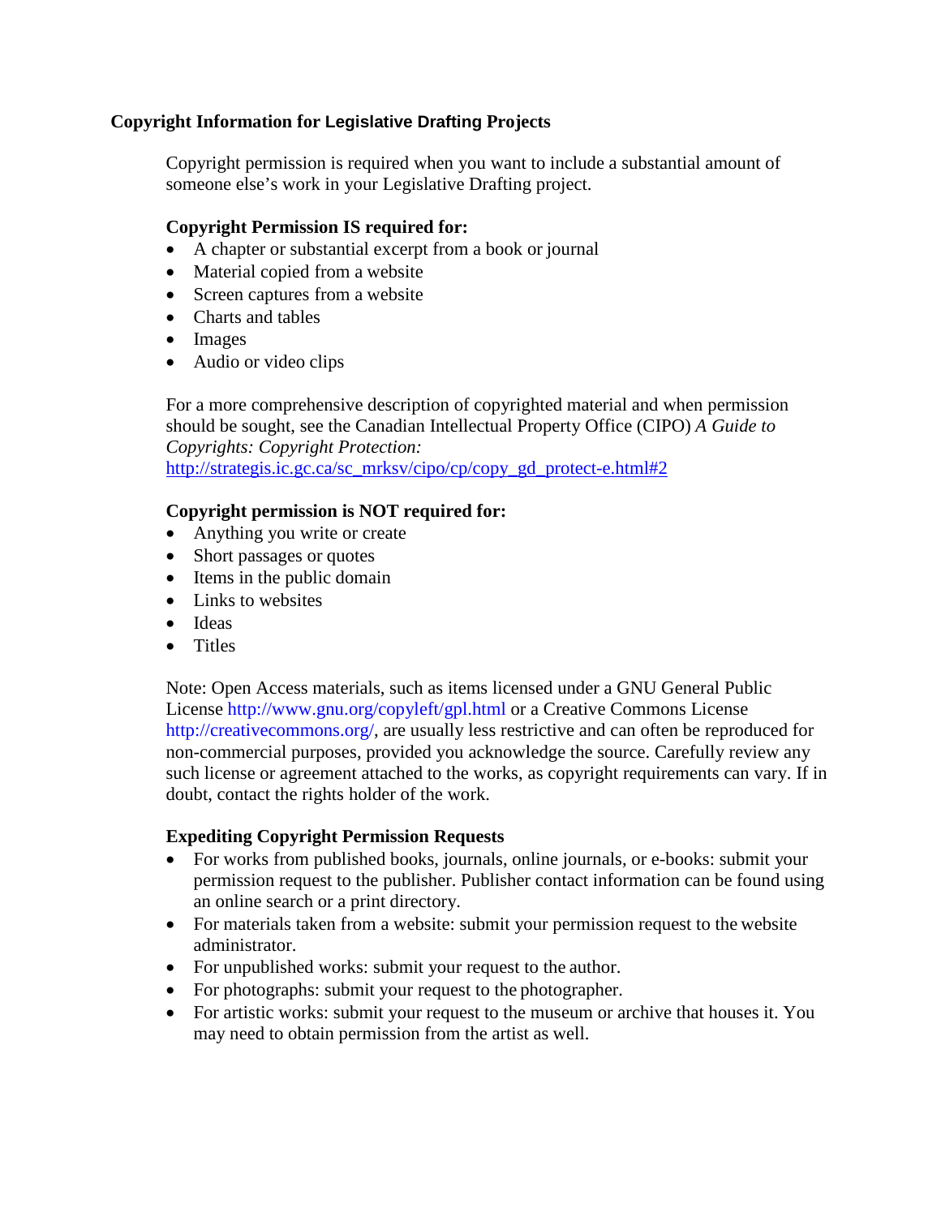## Copyright Information for Legislative Drafting Projects

Copyright permission is required when you want to include a substantial amount of someone else's work in your Legislative Drafting project.

### Copyright Permission IS required for:

- A chapter or substantial excerpt from a book or journal
- Material copied from a website
- Screen captures from a website
- Charts and tables
- Images
- Audio or video clips

For a more comprehensive description of copyrighted material and when permission should be sought, see the Canadian Intellectual Property Office (CIPO) *A Guide to Copyrights: Copyright Protection:* http://strategis.ic.gc.ca/sc_mrksv/cipo/cp/copy_gd_protect-e.html#2

### Copyright permission is NOT required for:

- Anything you write or create
- Short passages or quotes
- Items in the public domain
- Links to websites
- Ideas
- Titles

Note: Open Access materials, such as items licensed under a GNU General Public License http://www.gnu.org/copyleft/gpl.html or a Creative Commons License http://creativecommons.org/, are usually less restrictive and can often be reproduced for non-commercial purposes, provided you acknowledge the source. Carefully review any such license or agreement attached to the works, as copyright requirements can vary. If in doubt, contact the rights holder of the work.

### Expediting Copyright Permission Requests

- For works from published books, journals, online journals, or e-books: submit your permission request to the publisher. Publisher contact information can be found using an online search or a print directory.
- For materials taken from a website: submit your permission request to the website administrator.
- For unpublished works: submit your request to the author.
- For photographs: submit your request to the photographer.
- For artistic works: submit your request to the museum or archive that houses it. You may need to obtain permission from the artist as well.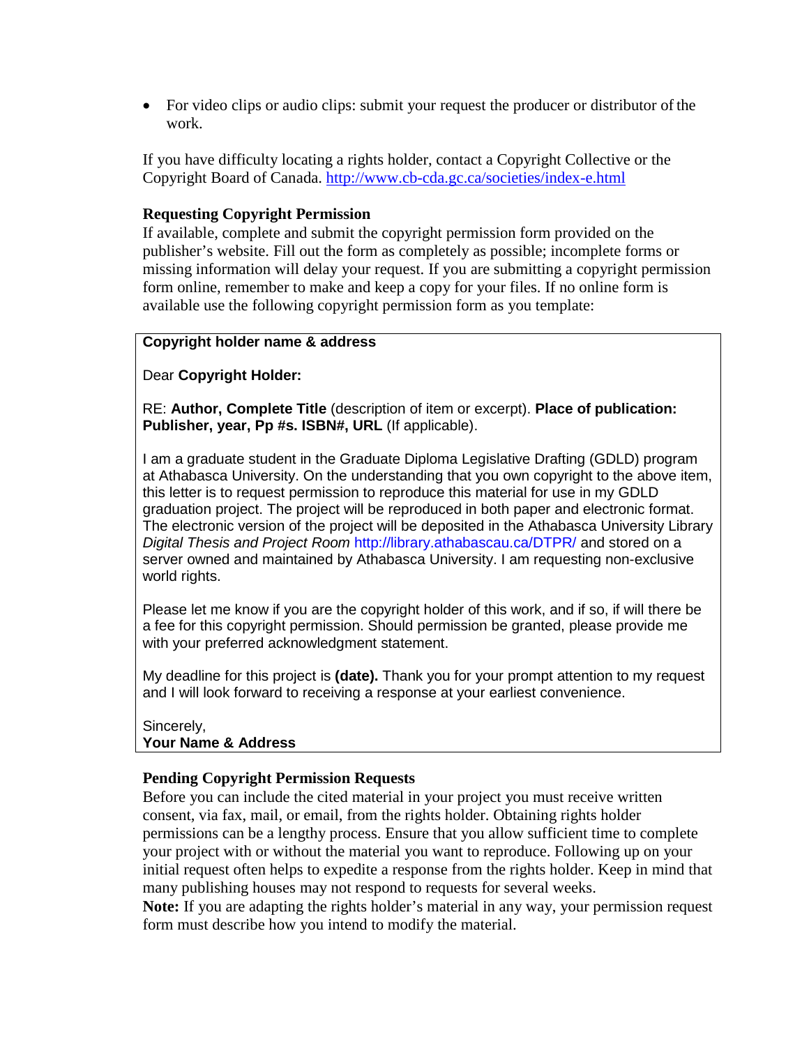- For video clips or audio clips: submit your request the producer or distributor of the work.

If you have difficulty locating a rights holder, contact a Copyright Collective or the Copyright Board of Canada. http://www.cb-cda.gc.ca/societies/index-e.html

**Requesting Copyright Permission**

If available, complete and submit the copyright permission form provided on the publisher's website. Fill out the form as completely as possible; incomplete forms or missing information will delay your request. If you are submitting a copyright permission form online, remember to make and keep a copy for your files. If no online form is available use the following copyright permission form as you template:

> **Copyright holder name & address**
>
> Dear **Copyright Holder:**
>
> RE: **Author, Complete Title** (description of item or excerpt). **Place of publication: Publisher, year, Pp #s. ISBN#, URL** (If applicable).
>
> I am a graduate student in the Graduate Diploma Legislative Drafting (GDLD) program at Athabasca University. On the understanding that you own copyright to the above item, this letter is to request permission to reproduce this material for use in my GDLD graduation project. The project will be reproduced in both paper and electronic format. The electronic version of the project will be deposited in the Athabasca University Library *Digital Thesis and Project Room* http://library.athabascau.ca/DTPR/ and stored on a server owned and maintained by Athabasca University. I am requesting non-exclusive world rights.
>
> Please let me know if you are the copyright holder of this work, and if so, if will there be a fee for this copyright permission. Should permission be granted, please provide me with your preferred acknowledgment statement.
>
> My deadline for this project is **(date).** Thank you for your prompt attention to my request and I will look forward to receiving a response at your earliest convenience.
>
> Sincerely,
> **Your Name & Address**

**Pending Copyright Permission Requests**

Before you can include the cited material in your project you must receive written consent, via fax, mail, or email, from the rights holder. Obtaining rights holder permissions can be a lengthy process. Ensure that you allow sufficient time to complete your project with or without the material you want to reproduce. Following up on your initial request often helps to expedite a response from the rights holder. Keep in mind that many publishing houses may not respond to requests for several weeks.

**Note:** If you are adapting the rights holder's material in any way, your permission request form must describe how you intend to modify the material.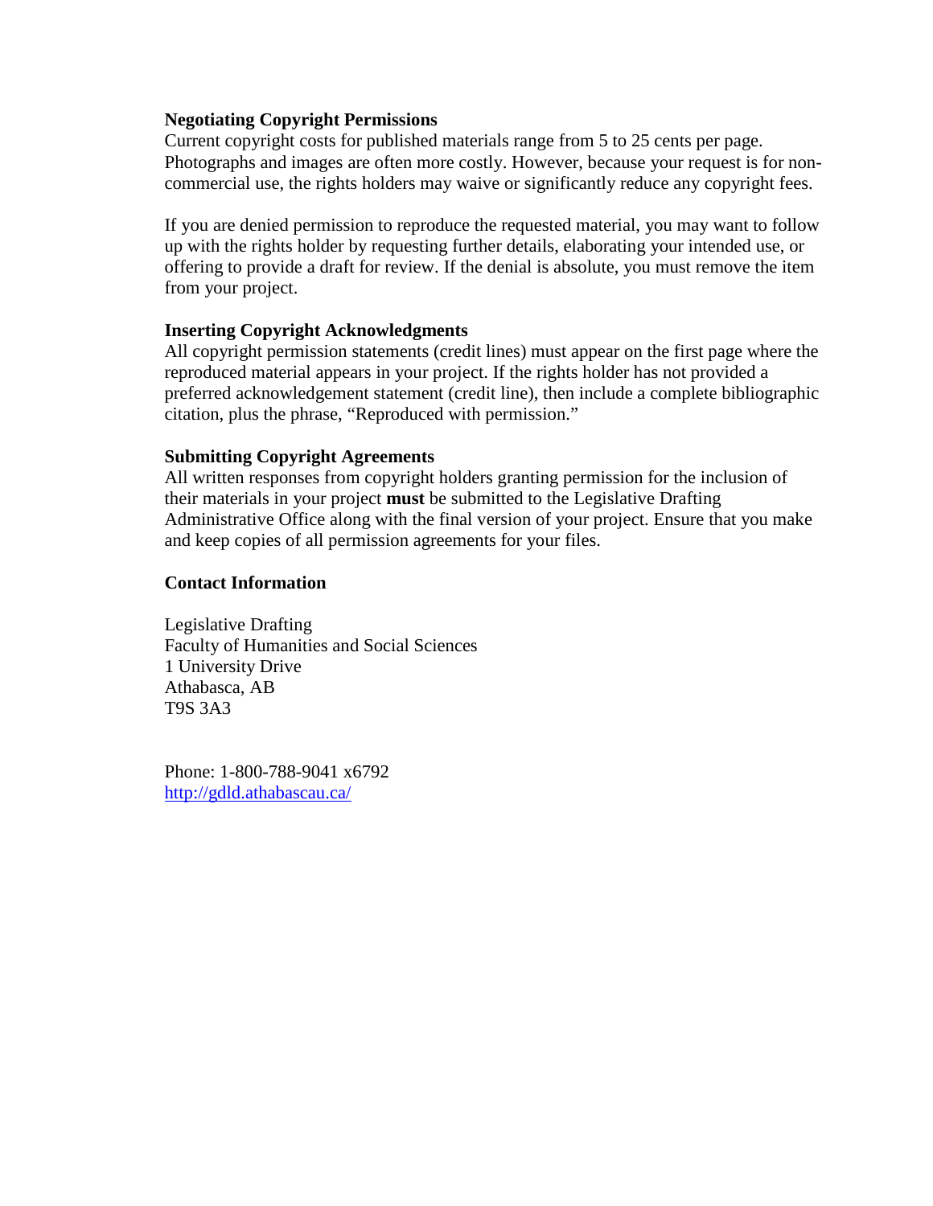**Negotiating Copyright Permissions**

Current copyright costs for published materials range from 5 to 25 cents per page. Photographs and images are often more costly. However, because your request is for non-commercial use, the rights holders may waive or significantly reduce any copyright fees.

If you are denied permission to reproduce the requested material, you may want to follow up with the rights holder by requesting further details, elaborating your intended use, or offering to provide a draft for review. If the denial is absolute, you must remove the item from your project.

**Inserting Copyright Acknowledgments**

All copyright permission statements (credit lines) must appear on the first page where the reproduced material appears in your project. If the rights holder has not provided a preferred acknowledgement statement (credit line), then include a complete bibliographic citation, plus the phrase, "Reproduced with permission."

**Submitting Copyright Agreements**

All written responses from copyright holders granting permission for the inclusion of their materials in your project **must** be submitted to the Legislative Drafting Administrative Office along with the final version of your project. Ensure that you make and keep copies of all permission agreements for your files.

**Contact Information**

Legislative Drafting
Faculty of Humanities and Social Sciences
1 University Drive
Athabasca, AB
T9S 3A3

Phone: 1-800-788-9041 x6792
[http://gdld.athabascau.ca/](http://gdld.athabascau.ca/)